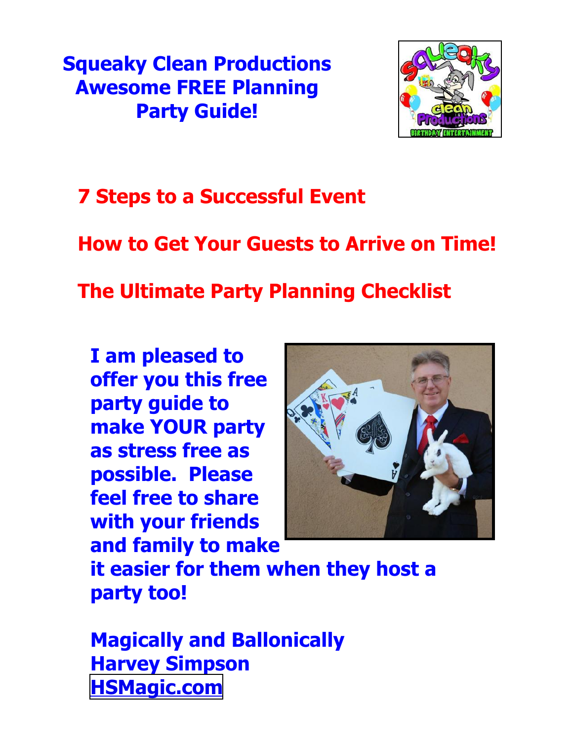# Squeaky Clean Productions Awesome FREE Planning Party Guide!

## 7 Steps to a Successful Event

## How to Get Your Guests to Arrive on Time!

## The Ultimate Party Planning Checklist

**I am pleased to offer you this free party guide to make YOUR party as stress free as possible. Please feel free to share with your friends and family to make it easier for them when they host a party too!**

**Magically and Ballonically**
**Harvey Simpson**
**HSMagic.com**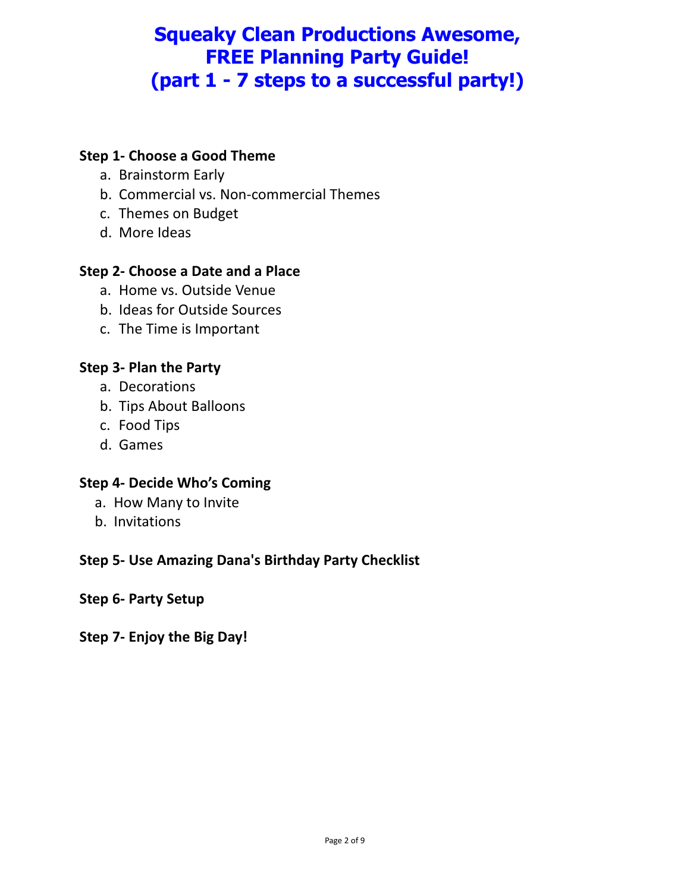# Squeaky Clean Productions Awesome, FREE Planning Party Guide! (part 1 - 7 steps to a successful party!)

**Step 1- Choose a Good Theme**

a. Brainstorm Early
b. Commercial vs. Non-commercial Themes
c. Themes on Budget
d. More Ideas

**Step 2- Choose a Date and a Place**

a. Home vs. Outside Venue
b. Ideas for Outside Sources
c. The Time is Important

**Step 3- Plan the Party**

a. Decorations
b. Tips About Balloons
c. Food Tips
d. Games

**Step 4- Decide Who's Coming**

a. How Many to Invite
b. Invitations

**Step 5- Use Amazing Dana's Birthday Party Checklist**

**Step 6- Party Setup**

**Step 7- Enjoy the Big Day!**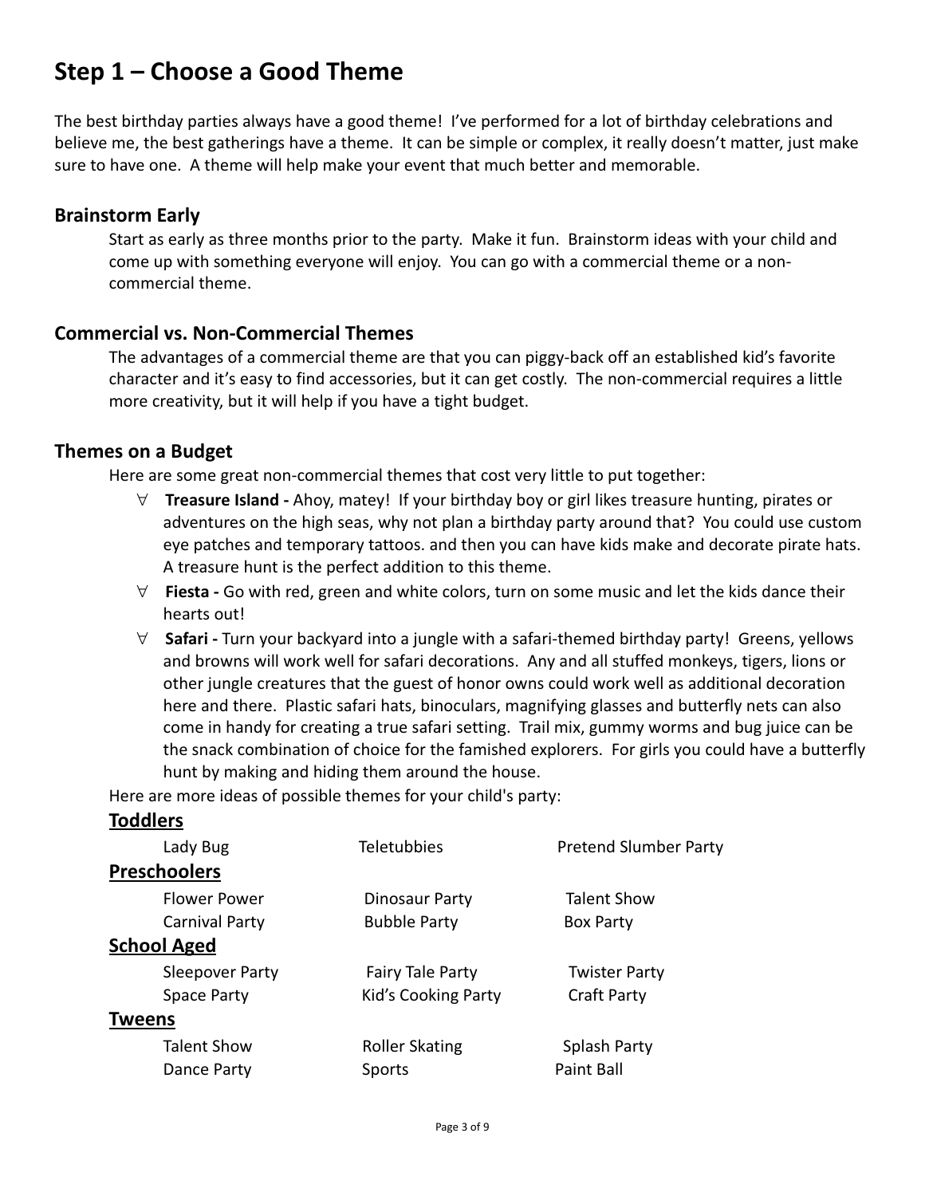## Step 1 – Choose a Good Theme

The best birthday parties always have a good theme! I've performed for a lot of birthday celebrations and believe me, the best gatherings have a theme. It can be simple or complex, it really doesn't matter, just make sure to have one. A theme will help make your event that much better and memorable.

### Brainstorm Early

Start as early as three months prior to the party. Make it fun. Brainstorm ideas with your child and come up with something everyone will enjoy. You can go with a commercial theme or a non-commercial theme.

### Commercial vs. Non-Commercial Themes

The advantages of a commercial theme are that you can piggy-back off an established kid's favorite character and it's easy to find accessories, but it can get costly. The non-commercial requires a little more creativity, but it will help if you have a tight budget.

### Themes on a Budget

Here are some great non-commercial themes that cost very little to put together:

- **Treasure Island -** Ahoy, matey! If your birthday boy or girl likes treasure hunting, pirates or adventures on the high seas, why not plan a birthday party around that? You could use custom eye patches and temporary tattoos. and then you can have kids make and decorate pirate hats. A treasure hunt is the perfect addition to this theme.
- **Fiesta -** Go with red, green and white colors, turn on some music and let the kids dance their hearts out!
- **Safari -** Turn your backyard into a jungle with a safari-themed birthday party! Greens, yellows and browns will work well for safari decorations. Any and all stuffed monkeys, tigers, lions or other jungle creatures that the guest of honor owns could work well as additional decoration here and there. Plastic safari hats, binoculars, magnifying glasses and butterfly nets can also come in handy for creating a true safari setting. Trail mix, gummy worms and bug juice can be the snack combination of choice for the famished explorers. For girls you could have a butterfly hunt by making and hiding them around the house.

Here are more ideas of possible themes for your child's party:

**Toddlers**

| | | |
|---|---|---|
| Lady Bug | Teletubbies | Pretend Slumber Party |

**Preschoolers**

| | | |
|---|---|---|
| Flower Power | Dinosaur Party | Talent Show |
| Carnival Party | Bubble Party | Box Party |

**School Aged**

| | | |
|---|---|---|
| Sleepover Party | Fairy Tale Party | Twister Party |
| Space Party | Kid's Cooking Party | Craft Party |

**Tweens**

| | | |
|---|---|---|
| Talent Show | Roller Skating | Splash Party |
| Dance Party | Sports | Paint Ball |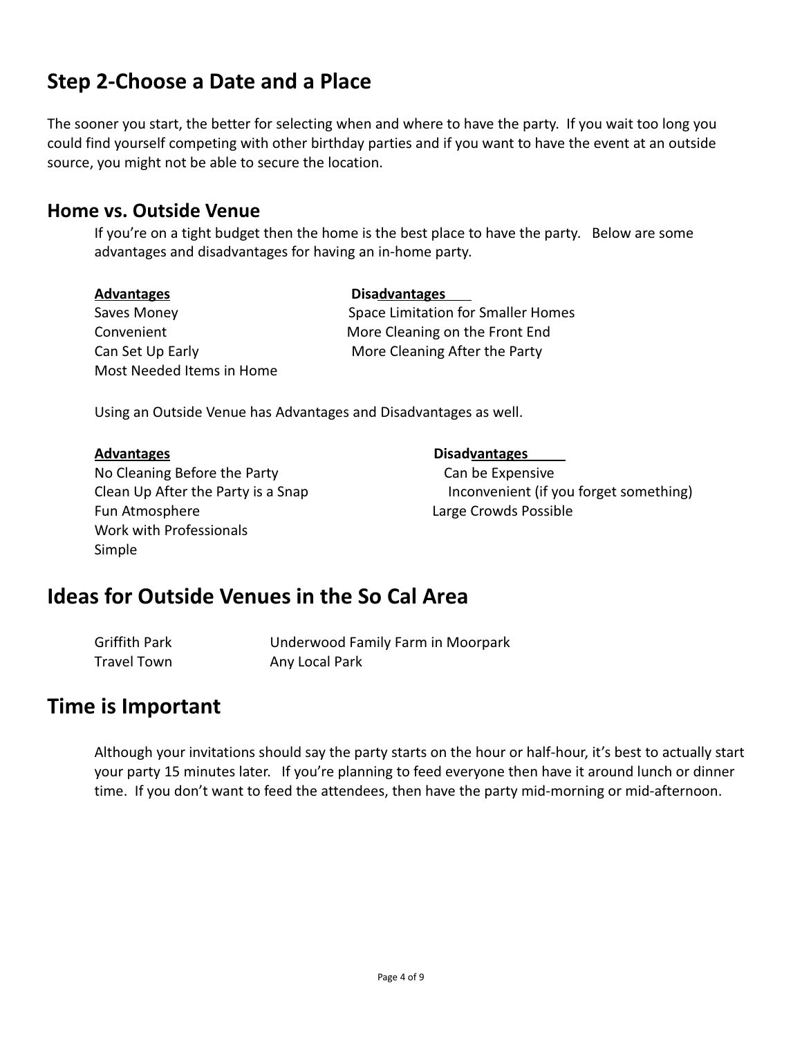## Step 2-Choose a Date and a Place

The sooner you start, the better for selecting when and where to have the party. If you wait too long you could find yourself competing with other birthday parties and if you want to have the event at an outside source, you might not be able to secure the location.

### Home vs. Outside Venue

If you're on a tight budget then the home is the best place to have the party. Below are some advantages and disadvantages for having an in-home party.

| Advantages | Disadvantages |
|---|---|
| Saves Money | Space Limitation for Smaller Homes |
| Convenient | More Cleaning on the Front End |
| Can Set Up Early | More Cleaning After the Party |
| Most Needed Items in Home | |

Using an Outside Venue has Advantages and Disadvantages as well.

| Advantages | Disadvantages |
|---|---|
| No Cleaning Before the Party | Can be Expensive |
| Clean Up After the Party is a Snap | Inconvenient (if you forget something) |
| Fun Atmosphere | Large Crowds Possible |
| Work with Professionals | |
| Simple | |

## Ideas for Outside Venues in the So Cal Area

| | |
|---|---|
| Griffith Park | Underwood Family Farm in Moorpark |
| Travel Town | Any Local Park |

## Time is Important

Although your invitations should say the party starts on the hour or half-hour, it's best to actually start your party 15 minutes later. If you're planning to feed everyone then have it around lunch or dinner time. If you don't want to feed the attendees, then have the party mid-morning or mid-afternoon.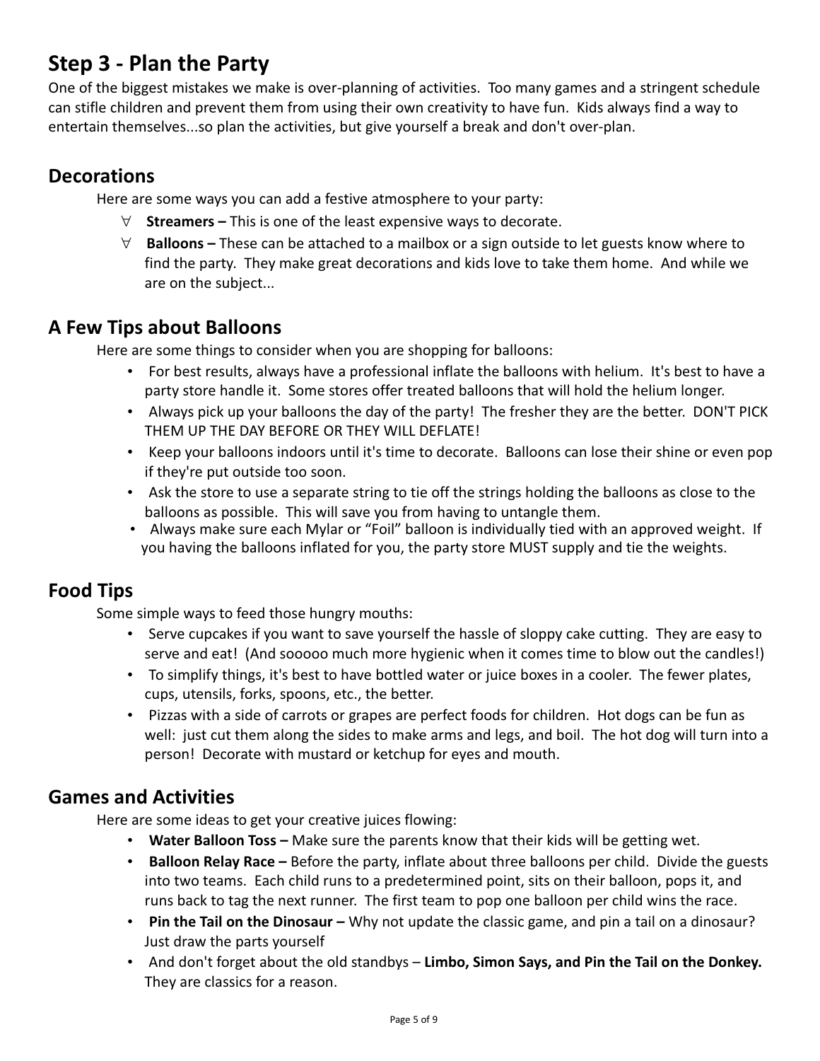## Step 3 - Plan the Party

One of the biggest mistakes we make is over-planning of activities. Too many games and a stringent schedule can stifle children and prevent them from using their own creativity to have fun. Kids always find a way to entertain themselves...so plan the activities, but give yourself a break and don't over-plan.

### Decorations

Here are some ways you can add a festive atmosphere to your party:

- **Streamers –** This is one of the least expensive ways to decorate.
- **Balloons –** These can be attached to a mailbox or a sign outside to let guests know where to find the party. They make great decorations and kids love to take them home. And while we are on the subject...

### A Few Tips about Balloons

Here are some things to consider when you are shopping for balloons:

- For best results, always have a professional inflate the balloons with helium. It's best to have a party store handle it. Some stores offer treated balloons that will hold the helium longer.
- Always pick up your balloons the day of the party! The fresher they are the better. DON'T PICK THEM UP THE DAY BEFORE OR THEY WILL DEFLATE!
- Keep your balloons indoors until it's time to decorate. Balloons can lose their shine or even pop if they're put outside too soon.
- Ask the store to use a separate string to tie off the strings holding the balloons as close to the balloons as possible. This will save you from having to untangle them.
- Always make sure each Mylar or "Foil" balloon is individually tied with an approved weight. If you having the balloons inflated for you, the party store MUST supply and tie the weights.

### Food Tips

Some simple ways to feed those hungry mouths:

- Serve cupcakes if you want to save yourself the hassle of sloppy cake cutting. They are easy to serve and eat! (And sooooo much more hygienic when it comes time to blow out the candles!)
- To simplify things, it's best to have bottled water or juice boxes in a cooler. The fewer plates, cups, utensils, forks, spoons, etc., the better.
- Pizzas with a side of carrots or grapes are perfect foods for children. Hot dogs can be fun as well: just cut them along the sides to make arms and legs, and boil. The hot dog will turn into a person! Decorate with mustard or ketchup for eyes and mouth.

### Games and Activities

Here are some ideas to get your creative juices flowing:

- **Water Balloon Toss –** Make sure the parents know that their kids will be getting wet.
- **Balloon Relay Race –** Before the party, inflate about three balloons per child. Divide the guests into two teams. Each child runs to a predetermined point, sits on their balloon, pops it, and runs back to tag the next runner. The first team to pop one balloon per child wins the race.
- **Pin the Tail on the Dinosaur –** Why not update the classic game, and pin a tail on a dinosaur? Just draw the parts yourself
- And don't forget about the old standbys – **Limbo, Simon Says, and Pin the Tail on the Donkey.** They are classics for a reason.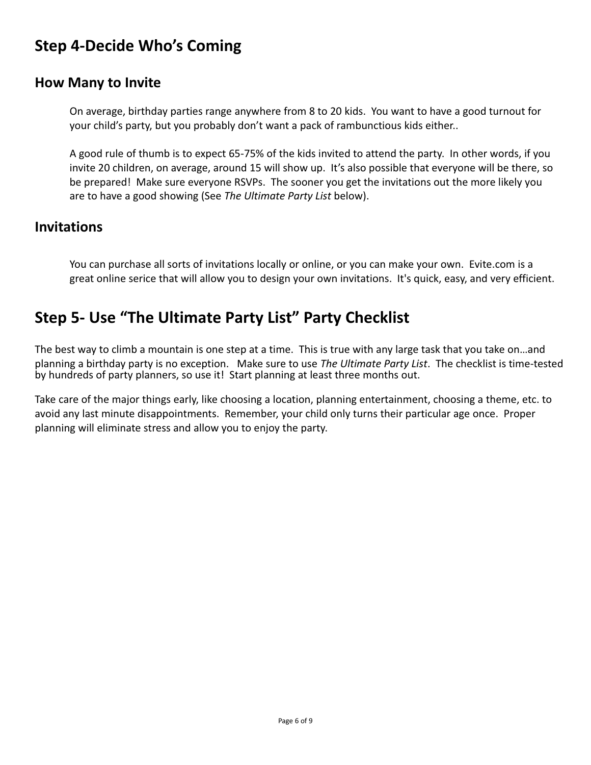## Step 4-Decide Who's Coming

### How Many to Invite

On average, birthday parties range anywhere from 8 to 20 kids.  You want to have a good turnout for your child's party, but you probably don't want a pack of rambunctious kids either..

A good rule of thumb is to expect 65-75% of the kids invited to attend the party.  In other words, if you invite 20 children, on average, around 15 will show up.  It's also possible that everyone will be there, so be prepared!  Make sure everyone RSVPs.  The sooner you get the invitations out the more likely you are to have a good showing (See *The Ultimate Party List* below).

### Invitations

You can purchase all sorts of invitations locally or online, or you can make your own.  Evite.com is a great online serice that will allow you to design your own invitations.  It's quick, easy, and very efficient.

## Step 5- Use "The Ultimate Party List" Party Checklist

The best way to climb a mountain is one step at a time.  This is true with any large task that you take on…and planning a birthday party is no exception.   Make sure to use *The Ultimate Party List*.  The checklist is time-tested by hundreds of party planners, so use it!  Start planning at least three months out.

Take care of the major things early, like choosing a location, planning entertainment, choosing a theme, etc. to avoid any last minute disappointments.  Remember, your child only turns their particular age once.  Proper planning will eliminate stress and allow you to enjoy the party.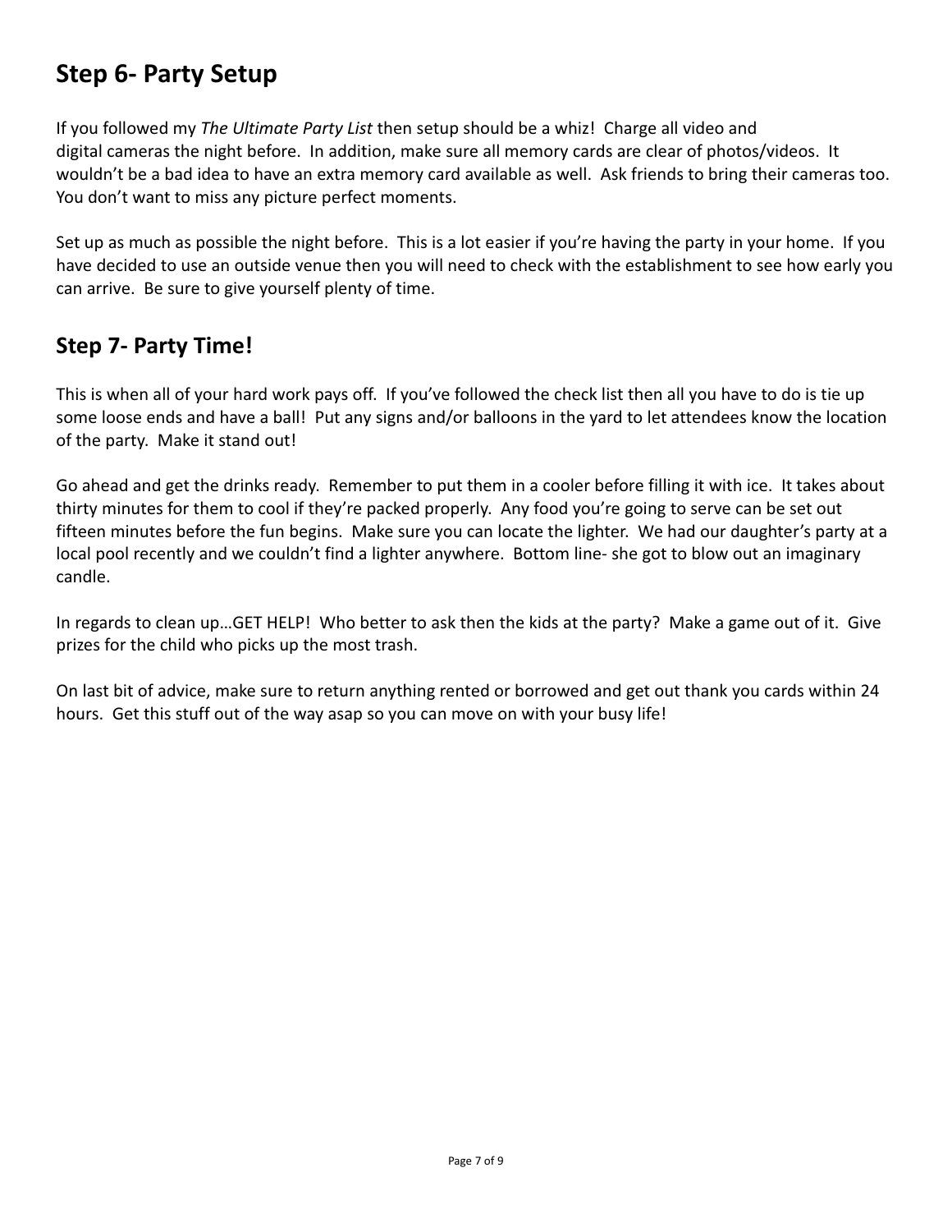## Step 6- Party Setup

If you followed my *The Ultimate Party List* then setup should be a whiz! Charge all video and digital cameras the night before. In addition, make sure all memory cards are clear of photos/videos. It wouldn't be a bad idea to have an extra memory card available as well. Ask friends to bring their cameras too. You don't want to miss any picture perfect moments.

Set up as much as possible the night before. This is a lot easier if you're having the party in your home. If you have decided to use an outside venue then you will need to check with the establishment to see how early you can arrive. Be sure to give yourself plenty of time.

## Step 7- Party Time!

This is when all of your hard work pays off. If you've followed the check list then all you have to do is tie up some loose ends and have a ball! Put any signs and/or balloons in the yard to let attendees know the location of the party. Make it stand out!

Go ahead and get the drinks ready. Remember to put them in a cooler before filling it with ice. It takes about thirty minutes for them to cool if they're packed properly. Any food you're going to serve can be set out fifteen minutes before the fun begins. Make sure you can locate the lighter. We had our daughter's party at a local pool recently and we couldn't find a lighter anywhere. Bottom line- she got to blow out an imaginary candle.

In regards to clean up…GET HELP! Who better to ask then the kids at the party? Make a game out of it. Give prizes for the child who picks up the most trash.

On last bit of advice, make sure to return anything rented or borrowed and get out thank you cards within 24 hours. Get this stuff out of the way asap so you can move on with your busy life!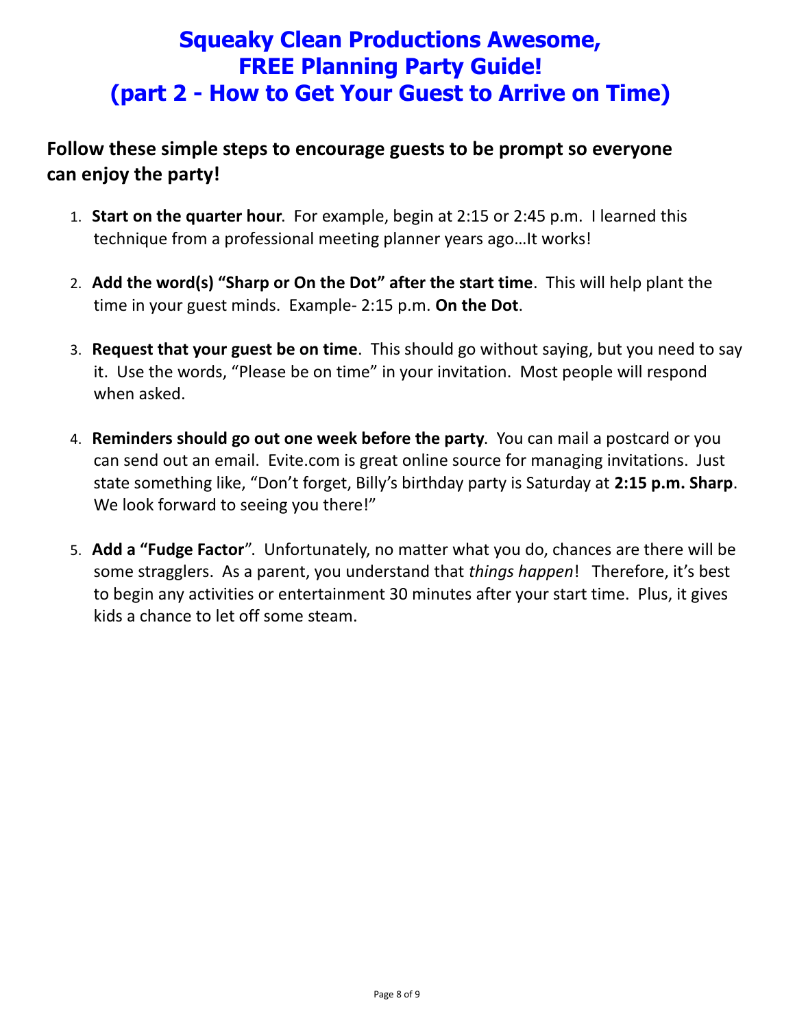# Squeaky Clean Productions Awesome, FREE Planning Party Guide! (part 2 - How to Get Your Guest to Arrive on Time)

## Follow these simple steps to encourage guests to be prompt so everyone can enjoy the party!

1. **Start on the quarter hour**. For example, begin at 2:15 or 2:45 p.m. I learned this technique from a professional meeting planner years ago…It works!

2. **Add the word(s) "Sharp or On the Dot" after the start time**. This will help plant the time in your guest minds. Example- 2:15 p.m. **On the Dot**.

3. **Request that your guest be on time**. This should go without saying, but you need to say it. Use the words, "Please be on time" in your invitation. Most people will respond when asked.

4. **Reminders should go out one week before the party**. You can mail a postcard or you can send out an email. Evite.com is great online source for managing invitations. Just state something like, "Don't forget, Billy's birthday party is Saturday at **2:15 p.m. Sharp**. We look forward to seeing you there!"

5. **Add a "Fudge Factor**". Unfortunately, no matter what you do, chances are there will be some stragglers. As a parent, you understand that *things happen*! Therefore, it's best to begin any activities or entertainment 30 minutes after your start time. Plus, it gives kids a chance to let off some steam.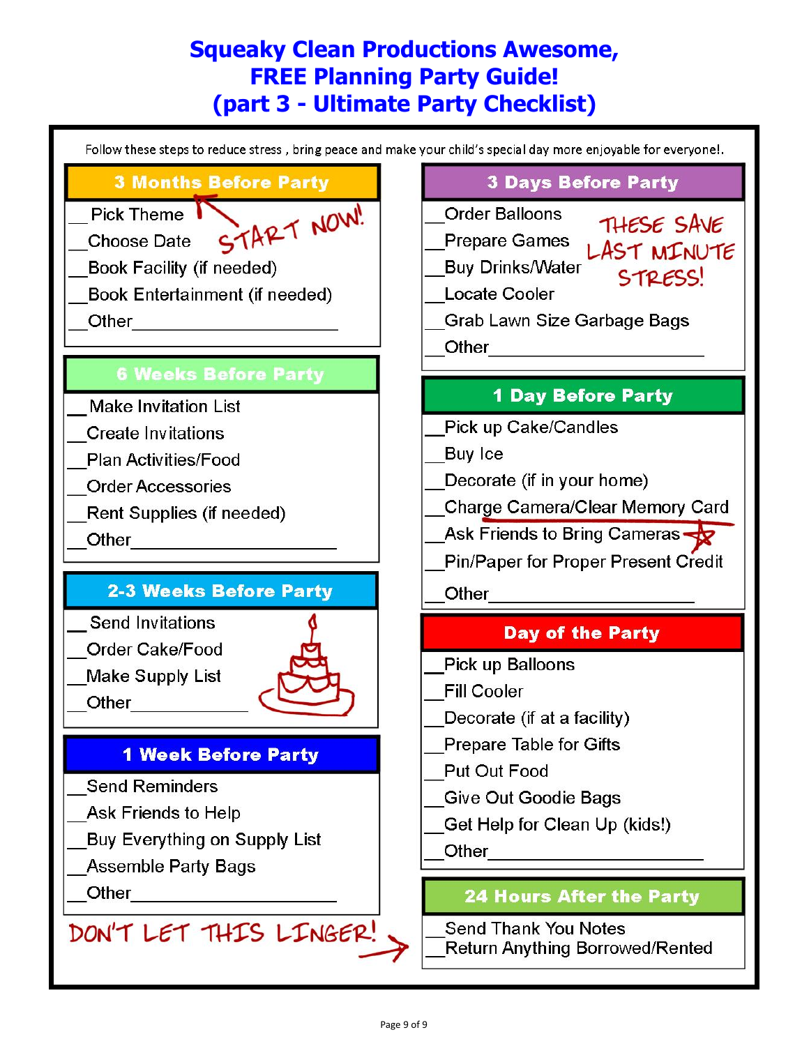# Squeaky Clean Productions Awesome, FREE Planning Party Guide! (part 3 - Ultimate Party Checklist)

Follow these steps to reduce stress , bring peace and make your child's special day more enjoyable for everyone!.

## 3 Months Before Party

__ Pick Theme
__Choose Date
__Book Facility (if needed)
__Book Entertainment (if needed)
__Other______________________

START NOW!

## 6 Weeks Before Party

__ Make Invitation List
__Create Invitations
__Plan Activities/Food
__Order Accessories
__Rent Supplies (if needed)
__Other______________________

## 2-3 Weeks Before Party

__ Send Invitations
__Order Cake/Food
__Make Supply List
__Other______________

## 1 Week Before Party

__Send Reminders
__Ask Friends to Help
__Buy Everything on Supply List
__Assemble Party Bags
__Other______________________

## 3 Days Before Party

__Order Balloons
__Prepare Games
__Buy Drinks/Water
__Locate Cooler
__Grab Lawn Size Garbage Bags
__Other______________________

THESE SAVE LAST MINUTE STRESS!

## 1 Day Before Party

__Pick up Cake/Candles
__Buy Ice
__Decorate (if in your home)
__Charge Camera/Clear Memory Card
__Ask Friends to Bring Cameras
__Pin/Paper for Proper Present Credit
__Other______________________

## Day of the Party

__Pick up Balloons
__Fill Cooler
__Decorate (if at a facility)
__Prepare Table for Gifts
__Put Out Food
__Give Out Goodie Bags
__Get Help for Clean Up (kids!)
__Other______________________

## 24 Hours After the Party

DON'T LET THIS LINGER!

__Send Thank You Notes
__Return Anything Borrowed/Rented